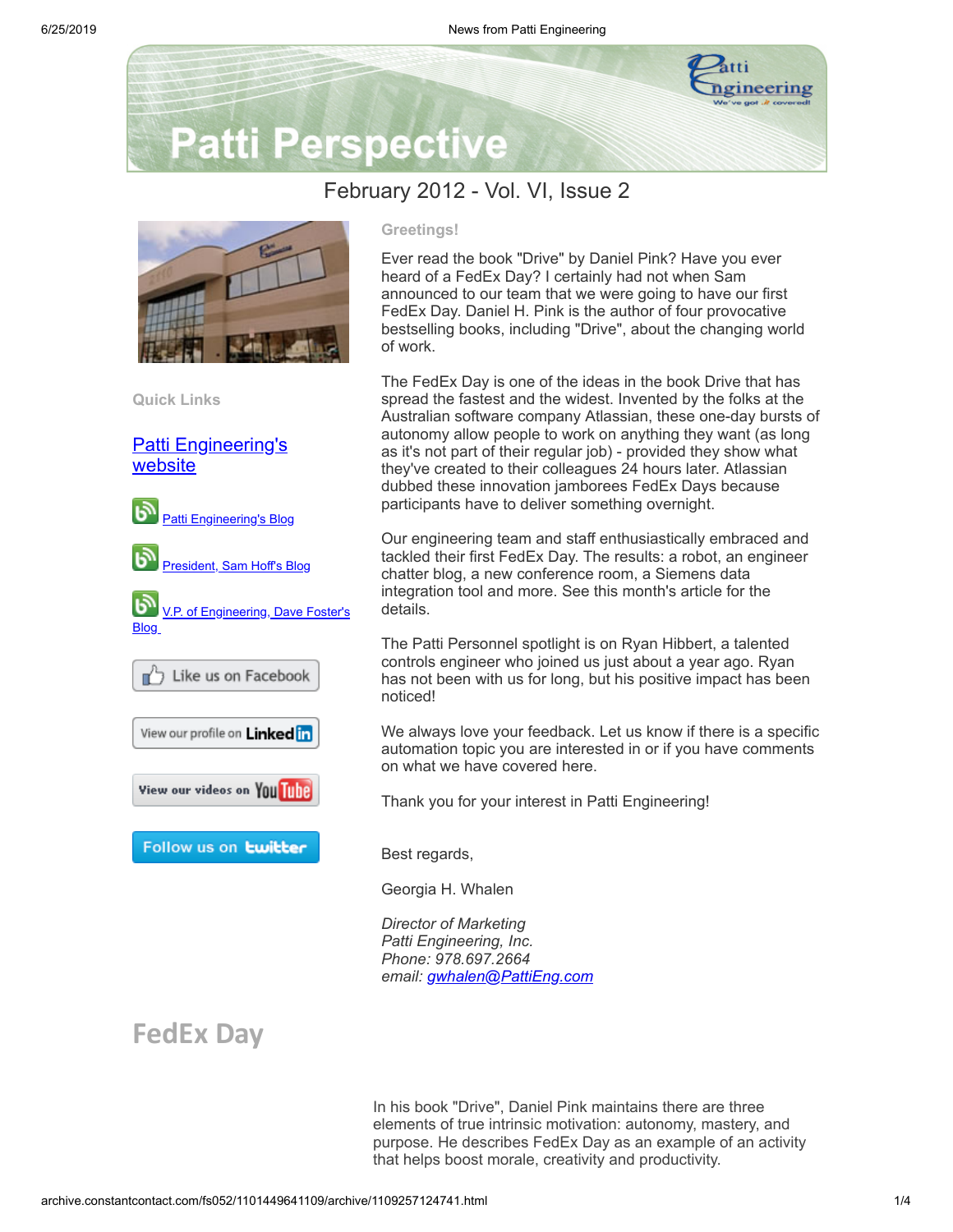# Patti Perspective

February 2012 - Vol. VI, Issue 2

**Quick Links**

[Patti Engineering's website]

[Patti Engineering's Blog]

[President, Sam Hoff's Blog]

[V.P. of Engineering, Dave Foster's Blog]

Like us on Facebook

View our profile on LinkedIn

View our videos on YouTube

Follow us on twitter

**Greetings!**

Ever read the book "Drive" by Daniel Pink? Have you ever heard of a FedEx Day? I certainly had not when Sam announced to our team that we were going to have our first FedEx Day. Daniel H. Pink is the author of four provocative bestselling books, including "Drive", about the changing world of work.

The FedEx Day is one of the ideas in the book Drive that has spread the fastest and the widest. Invented by the folks at the Australian software company Atlassian, these one-day bursts of autonomy allow people to work on anything they want (as long as it's not part of their regular job) - provided they show what they've created to their colleagues 24 hours later. Atlassian dubbed these innovation jamborees FedEx Days because participants have to deliver something overnight.

Our engineering team and staff enthusiastically embraced and tackled their first FedEx Day. The results: a robot, an engineer chatter blog, a new conference room, a Siemens data integration tool and more. See this month's article for the details.

The Patti Personnel spotlight is on Ryan Hibbert, a talented controls engineer who joined us just about a year ago. Ryan has not been with us for long, but his positive impact has been noticed!

We always love your feedback. Let us know if there is a specific automation topic you are interested in or if you have comments on what we have covered here.

Thank you for your interest in Patti Engineering!

Best regards,

Georgia H. Whalen

*Director of Marketing*
*Patti Engineering, Inc.*
*Phone: 978.697.2664*
*email: [gwhalen@PattiEng.com]*

## FedEx Day

In his book "Drive", Daniel Pink maintains there are three elements of true intrinsic motivation: autonomy, mastery, and purpose. He describes FedEx Day as an example of an activity that helps boost morale, creativity and productivity.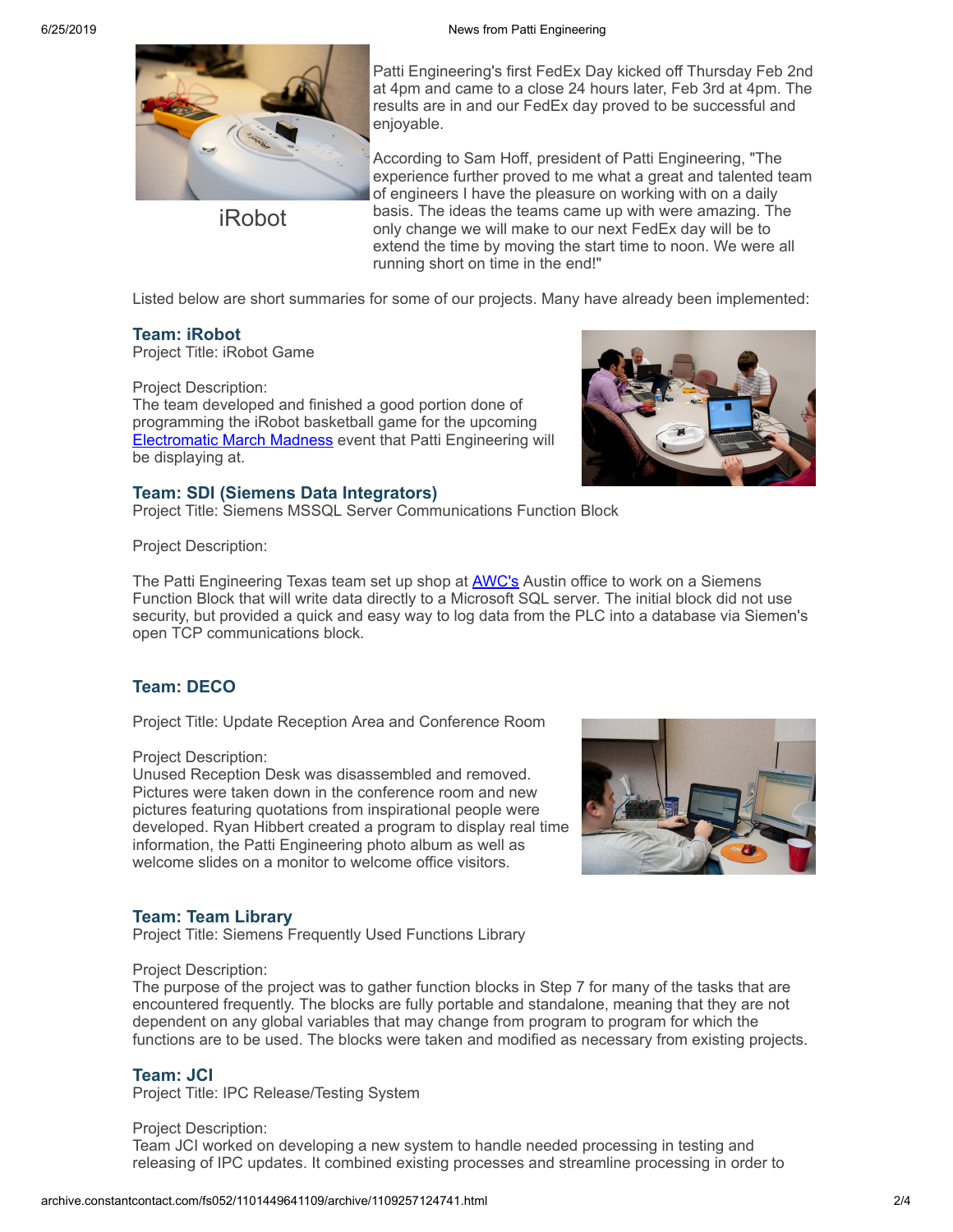iRobot

Patti Engineering's first FedEx Day kicked off Thursday Feb 2nd at 4pm and came to a close 24 hours later, Feb 3rd at 4pm. The results are in and our FedEx day proved to be successful and enjoyable.

According to Sam Hoff, president of Patti Engineering, "The experience further proved to me what a great and talented team of engineers I have the pleasure on working with on a daily basis. The ideas the teams came up with were amazing. The only change we will make to our next FedEx day will be to extend the time by moving the start time to noon. We were all running short on time in the end!"

Listed below are short summaries for some of our projects. Many have already been implemented:

### Team: iRobot

Project Title: iRobot Game

Project Description:
The team developed and finished a good portion done of programming the iRobot basketball game for the upcoming Electromatic March Madness event that Patti Engineering will be displaying at.

### Team: SDI (Siemens Data Integrators)

Project Title: Siemens MSSQL Server Communications Function Block

Project Description:

The Patti Engineering Texas team set up shop at AWC's Austin office to work on a Siemens Function Block that will write data directly to a Microsoft SQL server. The initial block did not use security, but provided a quick and easy way to log data from the PLC into a database via Siemen's open TCP communications block.

### Team: DECO

Project Title: Update Reception Area and Conference Room

Project Description:
Unused Reception Desk was disassembled and removed. Pictures were taken down in the conference room and new pictures featuring quotations from inspirational people were developed. Ryan Hibbert created a program to display real time information, the Patti Engineering photo album as well as welcome slides on a monitor to welcome office visitors.

### Team: Team Library

Project Title: Siemens Frequently Used Functions Library

Project Description:
The purpose of the project was to gather function blocks in Step 7 for many of the tasks that are encountered frequently. The blocks are fully portable and standalone, meaning that they are not dependent on any global variables that may change from program to program for which the functions are to be used. The blocks were taken and modified as necessary from existing projects.

### Team: JCI

Project Title: IPC Release/Testing System

Project Description:
Team JCI worked on developing a new system to handle needed processing in testing and releasing of IPC updates. It combined existing processes and streamline processing in order to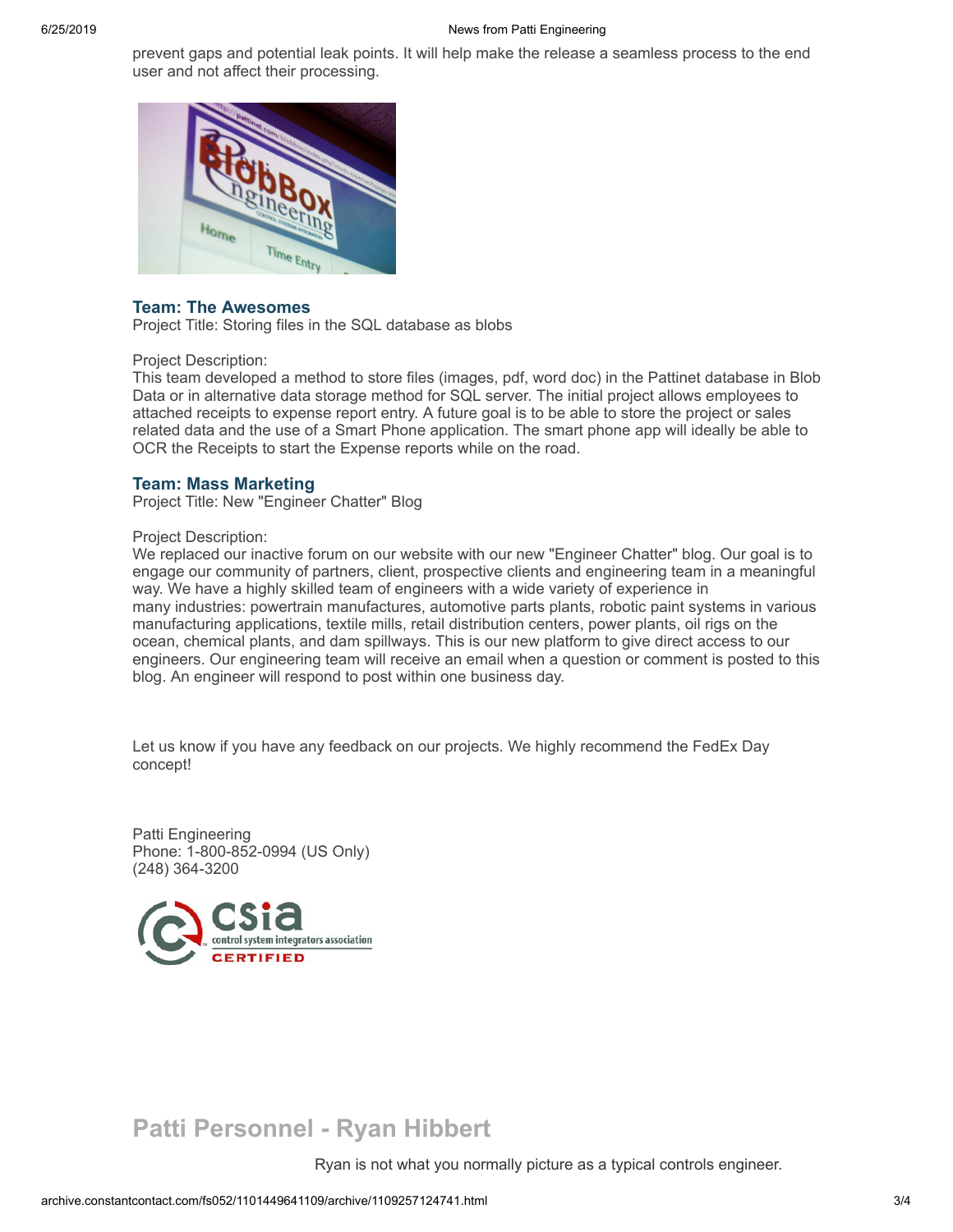prevent gaps and potential leak points. It will help make the release a seamless process to the end user and not affect their processing.

### Team: The Awesomes

Project Title: Storing files in the SQL database as blobs

Project Description:
This team developed a method to store files (images, pdf, word doc) in the Pattinet database in Blob Data or in alternative data storage method for SQL server. The initial project allows employees to attached receipts to expense report entry. A future goal is to be able to store the project or sales related data and the use of a Smart Phone application. The smart phone app will ideally be able to OCR the Receipts to start the Expense reports while on the road.

### Team: Mass Marketing

Project Title: New "Engineer Chatter" Blog

Project Description:
We replaced our inactive forum on our website with our new "Engineer Chatter" blog. Our goal is to engage our community of partners, client, prospective clients and engineering team in a meaningful way. We have a highly skilled team of engineers with a wide variety of experience in many industries: powertrain manufactures, automotive parts plants, robotic paint systems in various manufacturing applications, textile mills, retail distribution centers, power plants, oil rigs on the ocean, chemical plants, and dam spillways. This is our new platform to give direct access to our engineers. Our engineering team will receive an email when a question or comment is posted to this blog. An engineer will respond to post within one business day.

Let us know if you have any feedback on our projects. We highly recommend the FedEx Day concept!

Patti Engineering
Phone: 1-800-852-0994 (US Only)
(248) 364-3200

## Patti Personnel - Ryan Hibbert

Ryan is not what you normally picture as a typical controls engineer.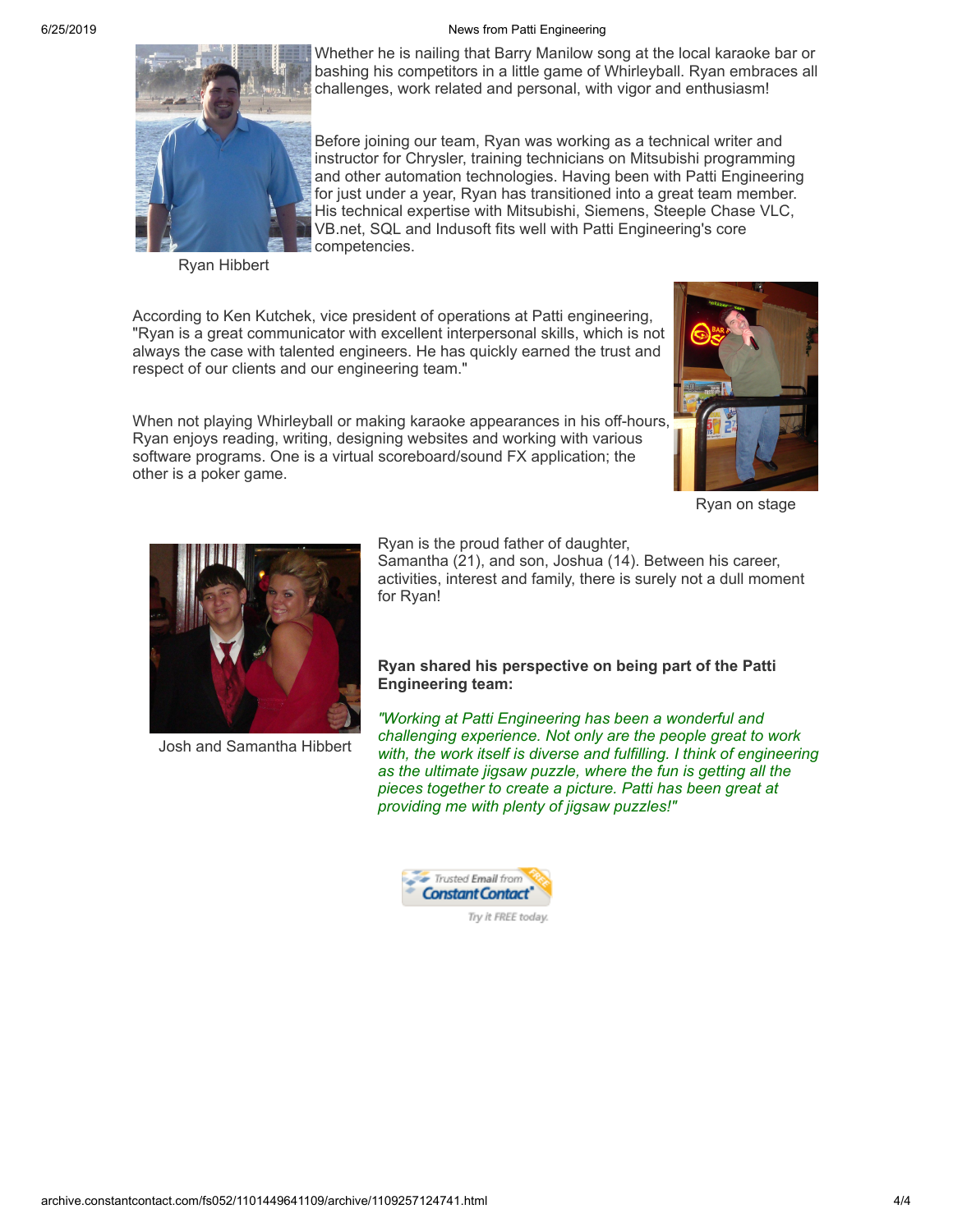Whether he is nailing that Barry Manilow song at the local karaoke bar or bashing his competitors in a little game of Whirleyball. Ryan embraces all challenges, work related and personal, with vigor and enthusiasm!

Before joining our team, Ryan was working as a technical writer and instructor for Chrysler, training technicians on Mitsubishi programming and other automation technologies. Having been with Patti Engineering for just under a year, Ryan has transitioned into a great team member. His technical expertise with Mitsubishi, Siemens, Steeple Chase VLC, VB.net, SQL and Indusoft fits well with Patti Engineering's core competencies.

Ryan Hibbert

According to Ken Kutchek, vice president of operations at Patti engineering, "Ryan is a great communicator with excellent interpersonal skills, which is not always the case with talented engineers. He has quickly earned the trust and respect of our clients and our engineering team."

When not playing Whirleyball or making karaoke appearances in his off-hours, Ryan enjoys reading, writing, designing websites and working with various software programs. One is a virtual scoreboard/sound FX application; the other is a poker game.

Ryan on stage

Ryan is the proud father of daughter, Samantha (21), and son, Joshua (14). Between his career, activities, interest and family, there is surely not a dull moment for Ryan!

Josh and Samantha Hibbert

**Ryan shared his perspective on being part of the Patti Engineering team:**

*"Working at Patti Engineering has been a wonderful and challenging experience. Not only are the people great to work with, the work itself is diverse and fulfilling. I think of engineering as the ultimate jigsaw puzzle, where the fun is getting all the pieces together to create a picture. Patti has been great at providing me with plenty of jigsaw puzzles!"*

Trusted Email from Constant Contact
Try it FREE today.